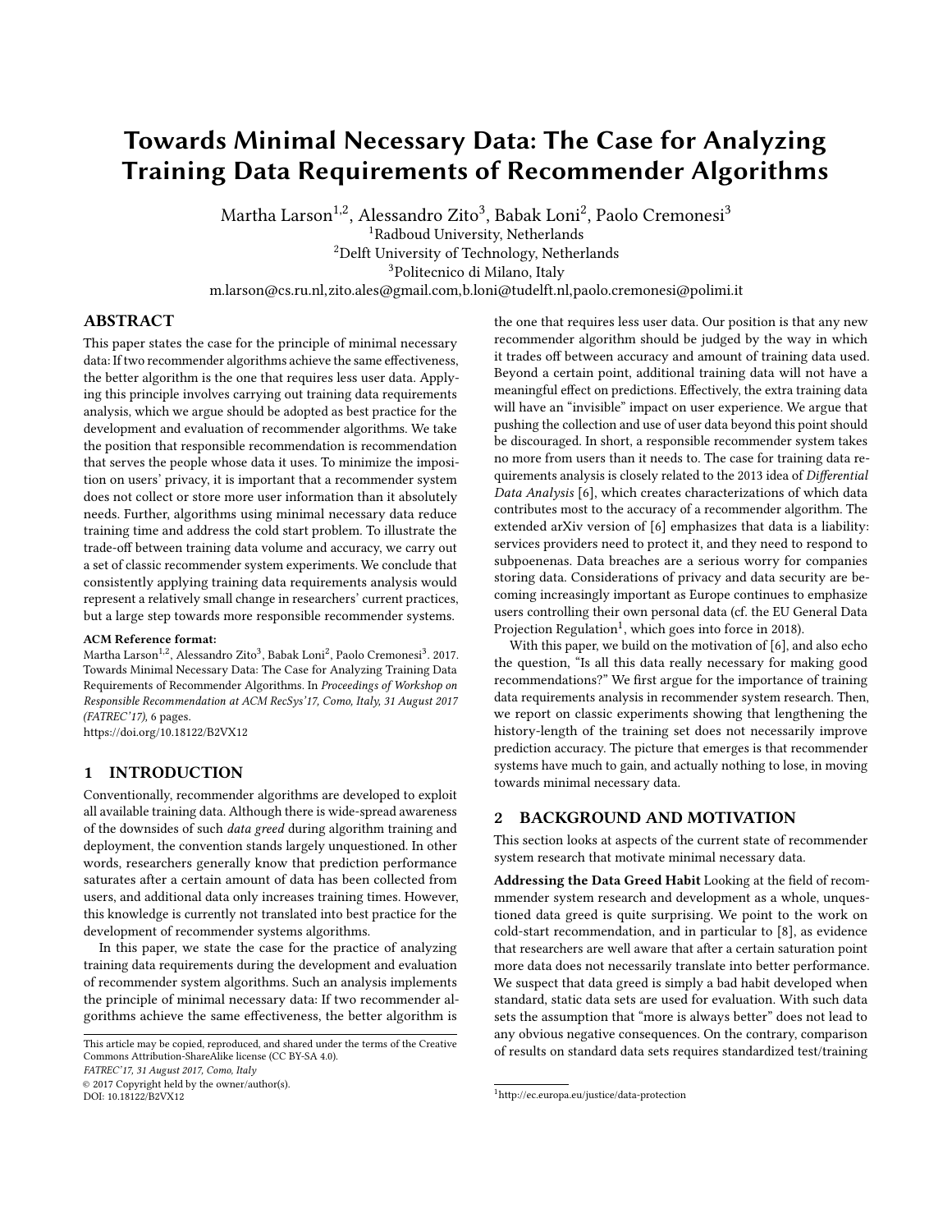# Towards Minimal Necessary Data: The Case for Analyzing Training Data Requirements of Recommender Algorithms

Martha Larson[1,2], Alessandro Zito[3], Babak Loni[2], Paolo Cremonesi[3]

[1]Radboud University, Netherlands

[2]Delft University of Technology, Netherlands

[3]Politecnico di Milano, Italy

m.larson@cs.ru.nl,zito.ales@gmail.com,b.loni@tudelft.nl,paolo.cremonesi@polimi.it

## ABSTRACT

This paper states the case for the principle of minimal necessary data: If two recommender algorithms achieve the same effectiveness, the better algorithm is the one that requires less user data. Applying this principle involves carrying out training data requirements analysis, which we argue should be adopted as best practice for the development and evaluation of recommender algorithms. We take the position that responsible recommendation is recommendation that serves the people whose data it uses. To minimize the imposition on users' privacy, it is important that a recommender system does not collect or store more user information than it absolutely needs. Further, algorithms using minimal necessary data reduce training time and address the cold start problem. To illustrate the trade-off between training data volume and accuracy, we carry out a set of classic recommender system experiments. We conclude that consistently applying training data requirements analysis would represent a relatively small change in researchers' current practices, but a large step towards more responsible recommender systems.

**ACM Reference format:**

Martha Larson[1,2], Alessandro Zito[3], Babak Loni[2], Paolo Cremonesi[3]. 2017. Towards Minimal Necessary Data: The Case for Analyzing Training Data Requirements of Recommender Algorithms. In *Proceedings of Workshop on Responsible Recommendation at ACM RecSys'17, Como, Italy, 31 August 2017 (FATREC'17),* 6 pages.

https://doi.org/10.18122/B2VX12

## 1 INTRODUCTION

Conventionally, recommender algorithms are developed to exploit all available training data. Although there is wide-spread awareness of the downsides of such *data greed* during algorithm training and deployment, the convention stands largely unquestioned. In other words, researchers generally know that prediction performance saturates after a certain amount of data has been collected from users, and additional data only increases training times. However, this knowledge is currently not translated into best practice for the development of recommender systems algorithms.

In this paper, we state the case for the practice of analyzing training data requirements during the development and evaluation of recommender system algorithms. Such an analysis implements the principle of minimal necessary data: If two recommender algorithms achieve the same effectiveness, the better algorithm is the one that requires less user data. Our position is that any new recommender algorithm should be judged by the way in which it trades off between accuracy and amount of training data used. Beyond a certain point, additional training data will not have a meaningful effect on predictions. Effectively, the extra training data will have an "invisible" impact on user experience. We argue that pushing the collection and use of user data beyond this point should be discouraged. In short, a responsible recommender system takes no more from users than it needs to. The case for training data requirements analysis is closely related to the 2013 idea of *Differential Data Analysis* [6], which creates characterizations of which data contributes most to the accuracy of a recommender algorithm. The extended arXiv version of [6] emphasizes that data is a liability: services providers need to protect it, and they need to respond to subpoenenas. Data breaches are a serious worry for companies storing data. Considerations of privacy and data security are becoming increasingly important as Europe continues to emphasize users controlling their own personal data (cf. the EU General Data Projection Regulation[1], which goes into force in 2018).

With this paper, we build on the motivation of [6], and also echo the question, "Is all this data really necessary for making good recommendations?" We first argue for the importance of training data requirements analysis in recommender system research. Then, we report on classic experiments showing that lengthening the history-length of the training set does not necessarily improve prediction accuracy. The picture that emerges is that recommender systems have much to gain, and actually nothing to lose, in moving towards minimal necessary data.

## 2 BACKGROUND AND MOTIVATION

This section looks at aspects of the current state of recommender system research that motivate minimal necessary data.

**Addressing the Data Greed Habit** Looking at the field of recommmender system research and development as a whole, unquestioned data greed is quite surprising. We point to the work on cold-start recommendation, and in particular to [8], as evidence that researchers are well aware that after a certain saturation point more data does not necessarily translate into better performance. We suspect that data greed is simply a bad habit developed when standard, static data sets are used for evaluation. With such data sets the assumption that "more is always better" does not lead to any obvious negative consequences. On the contrary, comparison of results on standard data sets requires standardized test/training

This article may be copied, reproduced, and shared under the terms of the Creative Commons Attribution-ShareAlike license (CC BY-SA 4.0).

*FATREC'17, 31 August 2017, Como, Italy*

© 2017 Copyright held by the owner/author(s).

DOI: 10.18122/B2VX12

[1]http://ec.europa.eu/justice/data-protection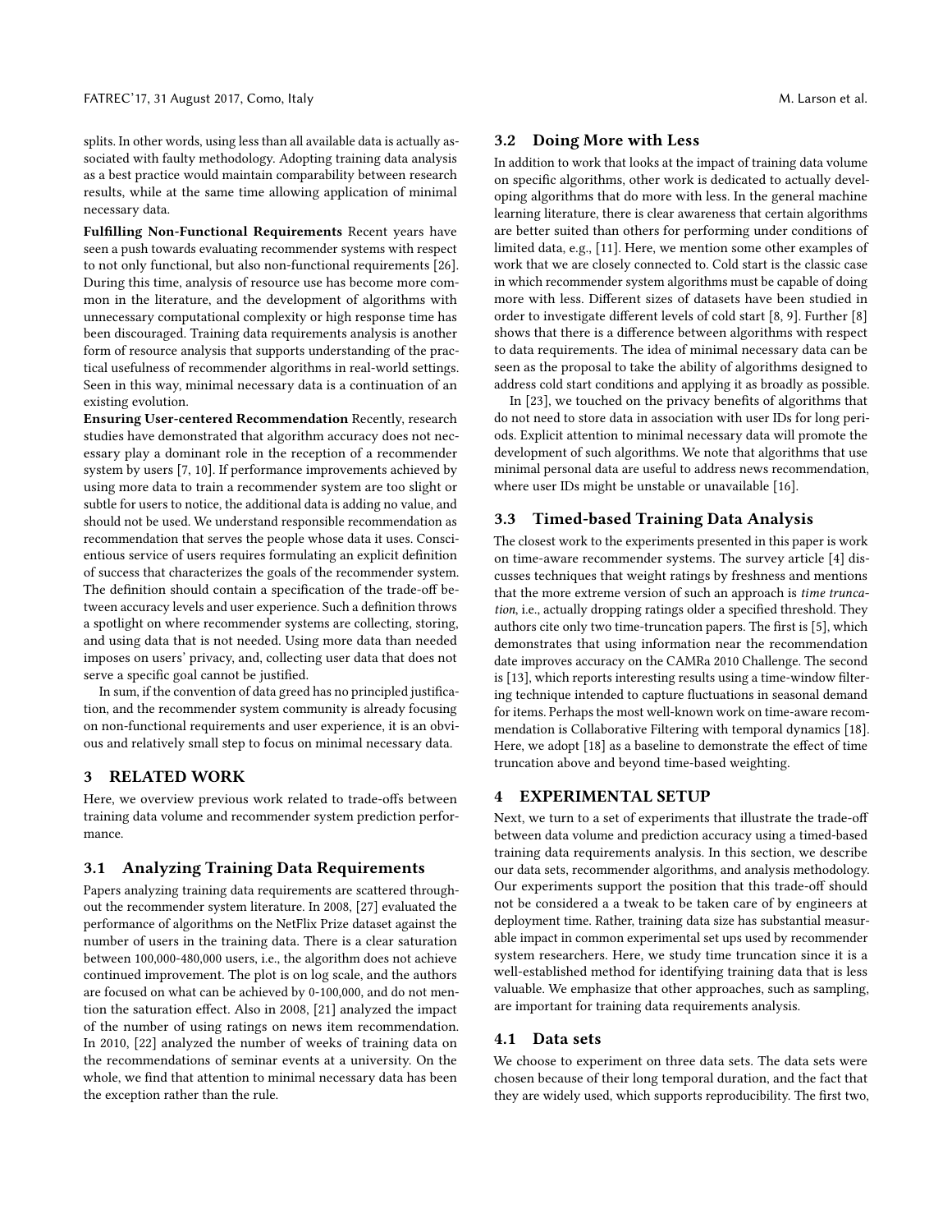splits. In other words, using less than all available data is actually associated with faulty methodology. Adopting training data analysis as a best practice would maintain comparability between research results, while at the same time allowing application of minimal necessary data.

**Fulfilling Non-Functional Requirements** Recent years have seen a push towards evaluating recommender systems with respect to not only functional, but also non-functional requirements [26]. During this time, analysis of resource use has become more common in the literature, and the development of algorithms with unnecessary computational complexity or high response time has been discouraged. Training data requirements analysis is another form of resource analysis that supports understanding of the practical usefulness of recommender algorithms in real-world settings. Seen in this way, minimal necessary data is a continuation of an existing evolution.

**Ensuring User-centered Recommendation** Recently, research studies have demonstrated that algorithm accuracy does not necessary play a dominant role in the reception of a recommender system by users [7, 10]. If performance improvements achieved by using more data to train a recommender system are too slight or subtle for users to notice, the additional data is adding no value, and should not be used. We understand responsible recommendation as recommendation that serves the people whose data it uses. Conscientious service of users requires formulating an explicit definition of success that characterizes the goals of the recommender system. The definition should contain a specification of the trade-off between accuracy levels and user experience. Such a definition throws a spotlight on where recommender systems are collecting, storing, and using data that is not needed. Using more data than needed imposes on users' privacy, and, collecting user data that does not serve a specific goal cannot be justified.

In sum, if the convention of data greed has no principled justification, and the recommender system community is already focusing on non-functional requirements and user experience, it is an obvious and relatively small step to focus on minimal necessary data.

## 3 RELATED WORK

Here, we overview previous work related to trade-offs between training data volume and recommender system prediction performance.

### 3.1 Analyzing Training Data Requirements

Papers analyzing training data requirements are scattered throughout the recommender system literature. In 2008, [27] evaluated the performance of algorithms on the NetFlix Prize dataset against the number of users in the training data. There is a clear saturation between 100,000-480,000 users, i.e., the algorithm does not achieve continued improvement. The plot is on log scale, and the authors are focused on what can be achieved by 0-100,000, and do not mention the saturation effect. Also in 2008, [21] analyzed the impact of the number of using ratings on news item recommendation. In 2010, [22] analyzed the number of weeks of training data on the recommendations of seminar events at a university. On the whole, we find that attention to minimal necessary data has been the exception rather than the rule.

### 3.2 Doing More with Less

In addition to work that looks at the impact of training data volume on specific algorithms, other work is dedicated to actually developing algorithms that do more with less. In the general machine learning literature, there is clear awareness that certain algorithms are better suited than others for performing under conditions of limited data, e.g., [11]. Here, we mention some other examples of work that we are closely connected to. Cold start is the classic case in which recommender system algorithms must be capable of doing more with less. Different sizes of datasets have been studied in order to investigate different levels of cold start [8, 9]. Further [8] shows that there is a difference between algorithms with respect to data requirements. The idea of minimal necessary data can be seen as the proposal to take the ability of algorithms designed to address cold start conditions and applying it as broadly as possible.

In [23], we touched on the privacy benefits of algorithms that do not need to store data in association with user IDs for long periods. Explicit attention to minimal necessary data will promote the development of such algorithms. We note that algorithms that use minimal personal data are useful to address news recommendation, where user IDs might be unstable or unavailable [16].

### 3.3 Timed-based Training Data Analysis

The closest work to the experiments presented in this paper is work on time-aware recommender systems. The survey article [4] discusses techniques that weight ratings by freshness and mentions that the more extreme version of such an approach is *time truncation*, i.e., actually dropping ratings older a specified threshold. They authors cite only two time-truncation papers. The first is [5], which demonstrates that using information near the recommendation date improves accuracy on the CAMRa 2010 Challenge. The second is [13], which reports interesting results using a time-window filtering technique intended to capture fluctuations in seasonal demand for items. Perhaps the most well-known work on time-aware recommendation is Collaborative Filtering with temporal dynamics [18]. Here, we adopt [18] as a baseline to demonstrate the effect of time truncation above and beyond time-based weighting.

## 4 EXPERIMENTAL SETUP

Next, we turn to a set of experiments that illustrate the trade-off between data volume and prediction accuracy using a timed-based training data requirements analysis. In this section, we describe our data sets, recommender algorithms, and analysis methodology. Our experiments support the position that this trade-off should not be considered a a tweak to be taken care of by engineers at deployment time. Rather, training data size has substantial measurable impact in common experimental set ups used by recommender system researchers. Here, we study time truncation since it is a well-established method for identifying training data that is less valuable. We emphasize that other approaches, such as sampling, are important for training data requirements analysis.

### 4.1 Data sets

We choose to experiment on three data sets. The data sets were chosen because of their long temporal duration, and the fact that they are widely used, which supports reproducibility. The first two,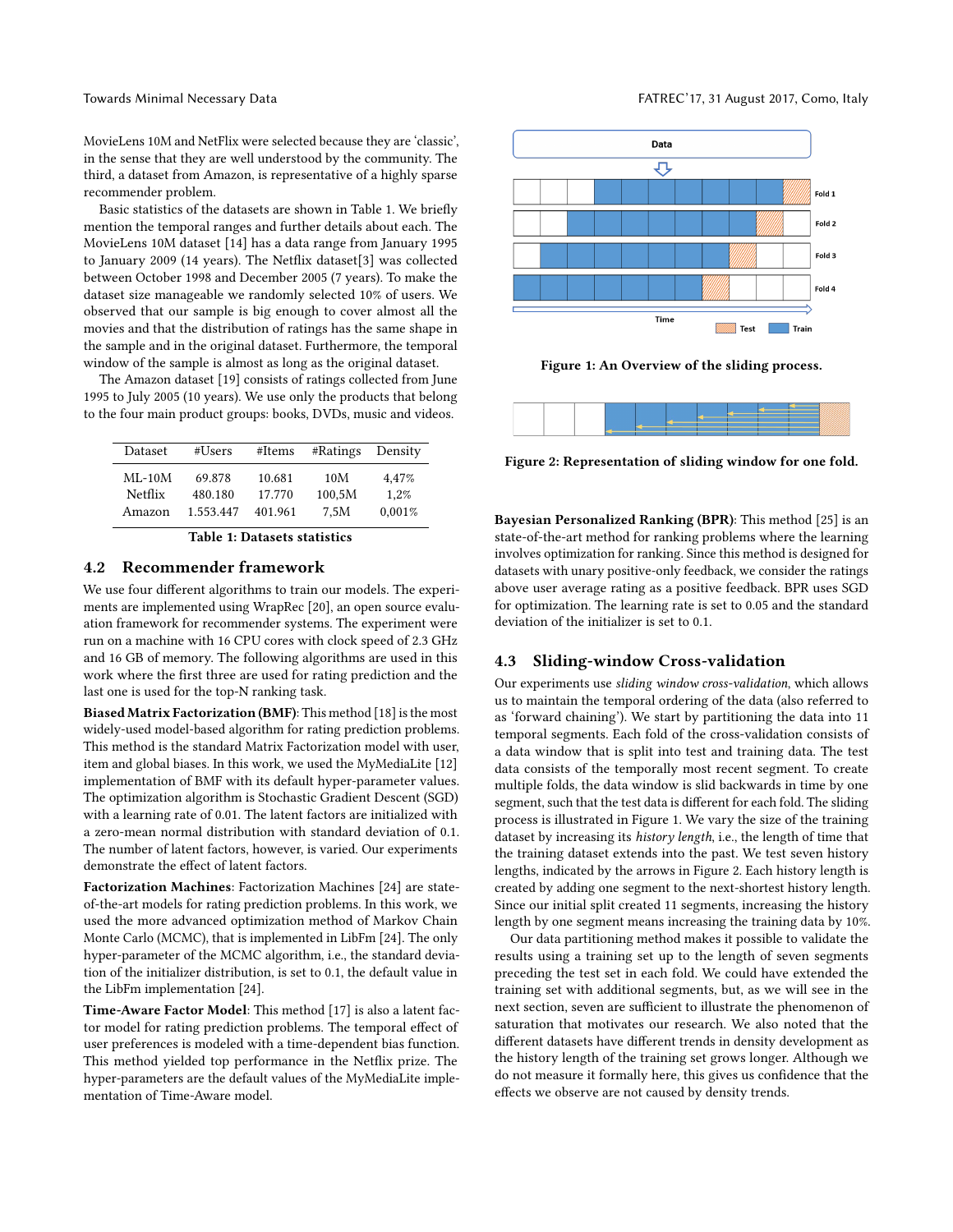MovieLens 10M and NetFlix were selected because they are 'classic', in the sense that they are well understood by the community. The third, a dataset from Amazon, is representative of a highly sparse recommender problem.

Basic statistics of the datasets are shown in Table 1. We briefly mention the temporal ranges and further details about each. The MovieLens 10M dataset [14] has a data range from January 1995 to January 2009 (14 years). The Netflix dataset[3] was collected between October 1998 and December 2005 (7 years). To make the dataset size manageable we randomly selected 10% of users. We observed that our sample is big enough to cover almost all the movies and that the distribution of ratings has the same shape in the sample and in the original dataset. Furthermore, the temporal window of the sample is almost as long as the original dataset.

The Amazon dataset [19] consists of ratings collected from June 1995 to July 2005 (10 years). We use only the products that belong to the four main product groups: books, DVDs, music and videos.

| Dataset | #Users | #Items | #Ratings | Density |
|---|---|---|---|---|
| ML-10M | 69.878 | 10.681 | 10M | 4,47% |
| Netflix | 480.180 | 17.770 | 100,5M | 1,2% |
| Amazon | 1.553.447 | 401.961 | 7,5M | 0,001% |

**Table 1: Datasets statistics**

## 4.2 Recommender framework

We use four different algorithms to train our models. The experiments are implemented using WrapRec [20], an open source evaluation framework for recommender systems. The experiment were run on a machine with 16 CPU cores with clock speed of 2.3 GHz and 16 GB of memory. The following algorithms are used in this work where the first three are used for rating prediction and the last one is used for the top-N ranking task.

**Biased Matrix Factorization (BMF)**: This method [18] is the most widely-used model-based algorithm for rating prediction problems. This method is the standard Matrix Factorization model with user, item and global biases. In this work, we used the MyMediaLite [12] implementation of BMF with its default hyper-parameter values. The optimization algorithm is Stochastic Gradient Descent (SGD) with a learning rate of 0.01. The latent factors are initialized with a zero-mean normal distribution with standard deviation of 0.1. The number of latent factors, however, is varied. Our experiments demonstrate the effect of latent factors.

**Factorization Machines**: Factorization Machines [24] are state-of-the-art models for rating prediction problems. In this work, we used the more advanced optimization method of Markov Chain Monte Carlo (MCMC), that is implemented in LibFm [24]. The only hyper-parameter of the MCMC algorithm, i.e., the standard deviation of the initializer distribution, is set to 0.1, the default value in the LibFm implementation [24].

**Time-Aware Factor Model**: This method [17] is also a latent factor model for rating prediction problems. The temporal effect of user preferences is modeled with a time-dependent bias function. This method yielded top performance in the Netflix prize. The hyper-parameters are the default values of the MyMediaLite implementation of Time-Aware model.

**Figure 1: An Overview of the sliding process.**

**Figure 2: Representation of sliding window for one fold.**

**Bayesian Personalized Ranking (BPR)**: This method [25] is an state-of-the-art method for ranking problems where the learning involves optimization for ranking. Since this method is designed for datasets with unary positive-only feedback, we consider the ratings above user average rating as a positive feedback. BPR uses SGD for optimization. The learning rate is set to 0.05 and the standard deviation of the initializer is set to 0.1.

## 4.3 Sliding-window Cross-validation

Our experiments use *sliding window cross-validation*, which allows us to maintain the temporal ordering of the data (also referred to as 'forward chaining'). We start by partitioning the data into 11 temporal segments. Each fold of the cross-validation consists of a data window that is split into test and training data. The test data consists of the temporally most recent segment. To create multiple folds, the data window is slid backwards in time by one segment, such that the test data is different for each fold. The sliding process is illustrated in Figure 1. We vary the size of the training dataset by increasing its *history length*, i.e., the length of time that the training dataset extends into the past. We test seven history lengths, indicated by the arrows in Figure 2. Each history length is created by adding one segment to the next-shortest history length. Since our initial split created 11 segments, increasing the history length by one segment means increasing the training data by 10%.

Our data partitioning method makes it possible to validate the results using a training set up to the length of seven segments preceding the test set in each fold. We could have extended the training set with additional segments, but, as we will see in the next section, seven are sufficient to illustrate the phenomenon of saturation that motivates our research. We also noted that the different datasets have different trends in density development as the history length of the training set grows longer. Although we do not measure it formally here, this gives us confidence that the effects we observe are not caused by density trends.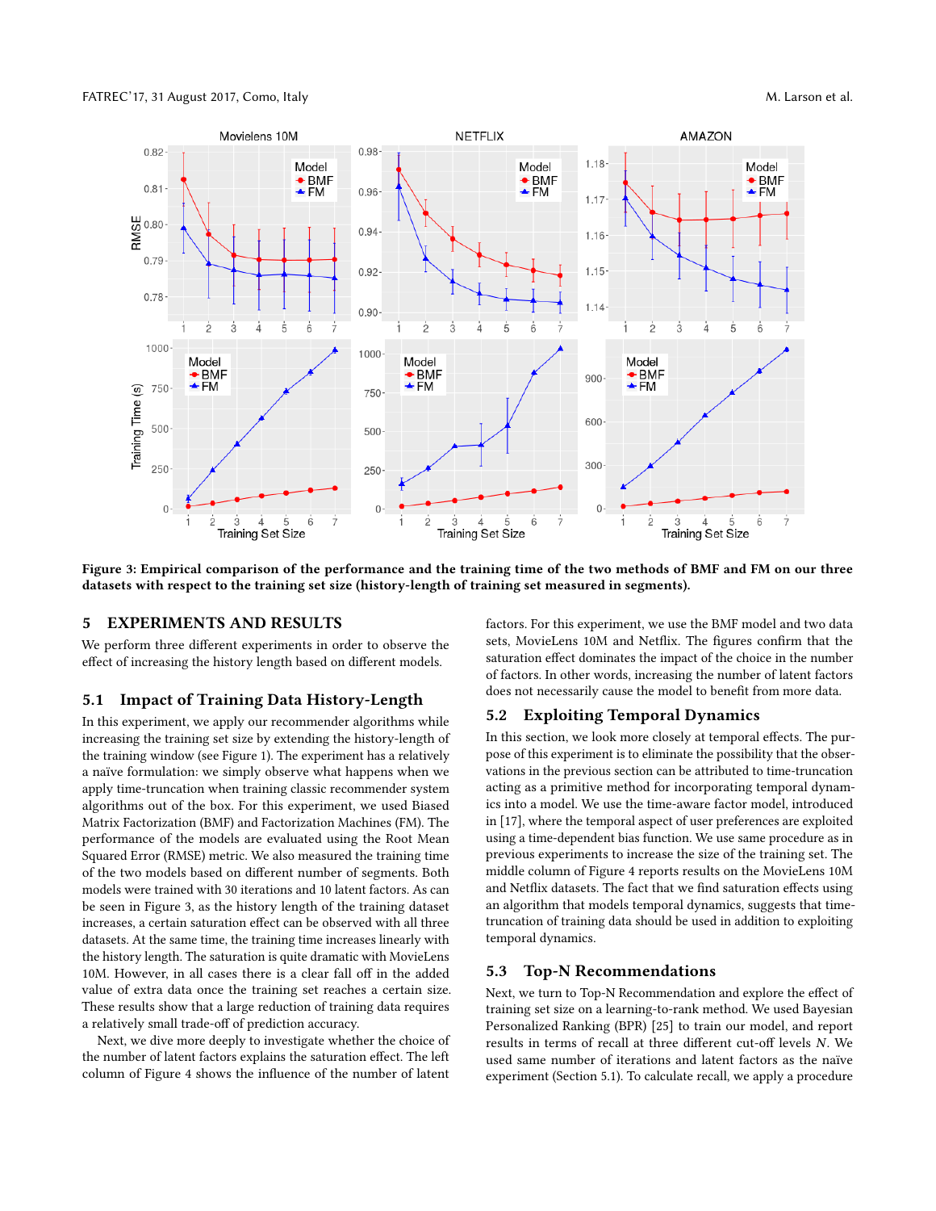Figure 3: Empirical comparison of the performance and the training time of the two methods of BMF and FM on our three datasets with respect to the training set size (history-length of training set measured in segments).

## 5 EXPERIMENTS AND RESULTS

We perform three different experiments in order to observe the effect of increasing the history length based on different models.

### 5.1 Impact of Training Data History-Length

In this experiment, we apply our recommender algorithms while increasing the training set size by extending the history-length of the training window (see Figure 1). The experiment has a relatively a naïve formulation: we simply observe what happens when we apply time-truncation when training classic recommender system algorithms out of the box. For this experiment, we used Biased Matrix Factorization (BMF) and Factorization Machines (FM). The performance of the models are evaluated using the Root Mean Squared Error (RMSE) metric. We also measured the training time of the two models based on different number of segments. Both models were trained with 30 iterations and 10 latent factors. As can be seen in Figure 3, as the history length of the training dataset increases, a certain saturation effect can be observed with all three datasets. At the same time, the training time increases linearly with the history length. The saturation is quite dramatic with MovieLens 10M. However, in all cases there is a clear fall off in the added value of extra data once the training set reaches a certain size. These results show that a large reduction of training data requires a relatively small trade-off of prediction accuracy.

Next, we dive more deeply to investigate whether the choice of the number of latent factors explains the saturation effect. The left column of Figure 4 shows the influence of the number of latent factors. For this experiment, we use the BMF model and two data sets, MovieLens 10M and Netflix. The figures confirm that the saturation effect dominates the impact of the choice in the number of factors. In other words, increasing the number of latent factors does not necessarily cause the model to benefit from more data.

### 5.2 Exploiting Temporal Dynamics

In this section, we look more closely at temporal effects. The purpose of this experiment is to eliminate the possibility that the observations in the previous section can be attributed to time-truncation acting as a primitive method for incorporating temporal dynamics into a model. We use the time-aware factor model, introduced in [17], where the temporal aspect of user preferences are exploited using a time-dependent bias function. We use same procedure as in previous experiments to increase the size of the training set. The middle column of Figure 4 reports results on the MovieLens 10M and Netflix datasets. The fact that we find saturation effects using an algorithm that models temporal dynamics, suggests that time-truncation of training data should be used in addition to exploiting temporal dynamics.

### 5.3 Top-N Recommendations

Next, we turn to Top-N Recommendation and explore the effect of training set size on a learning-to-rank method. We used Bayesian Personalized Ranking (BPR) [25] to train our model, and report results in terms of recall at three different cut-off levels $N$. We used same number of iterations and latent factors as the naïve experiment (Section 5.1). To calculate recall, we apply a procedure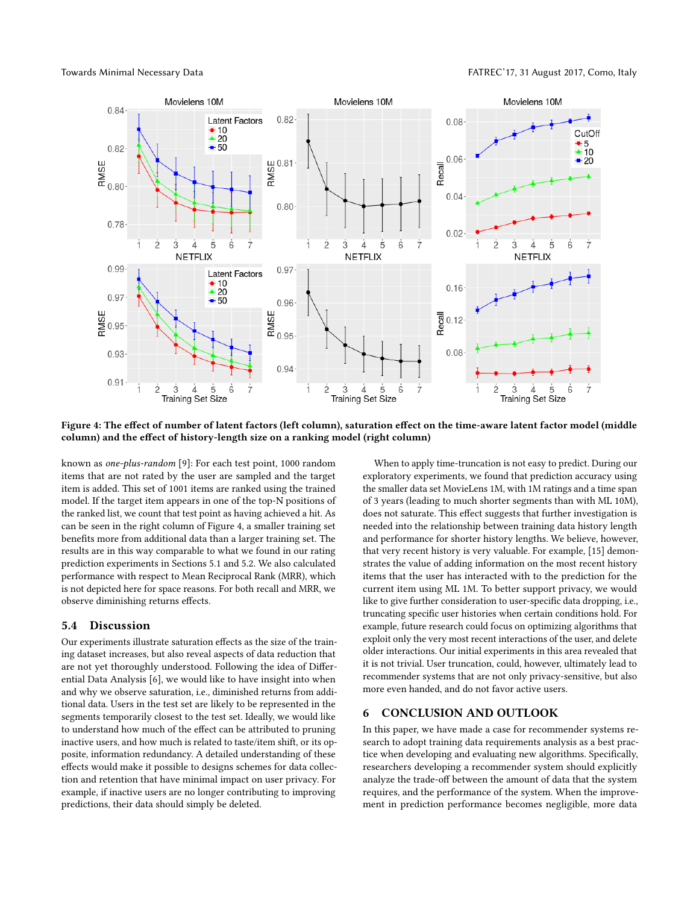**Figure 4: The effect of number of latent factors (left column), saturation effect on the time-aware latent factor model (middle column) and the effect of history-length size on a ranking model (right column)**

known as *one-plus-random* [9]: For each test point, 1000 random items that are not rated by the user are sampled and the target item is added. This set of 1001 items are ranked using the trained model. If the target item appears in one of the top-N positions of the ranked list, we count that test point as having achieved a hit. As can be seen in the right column of Figure 4, a smaller training set benefits more from additional data than a larger training set. The results are in this way comparable to what we found in our rating prediction experiments in Sections 5.1 and 5.2. We also calculated performance with respect to Mean Reciprocal Rank (MRR), which is not depicted here for space reasons. For both recall and MRR, we observe diminishing returns effects.

## 5.4 Discussion

Our experiments illustrate saturation effects as the size of the training dataset increases, but also reveal aspects of data reduction that are not yet thoroughly understood. Following the idea of Differential Data Analysis [6], we would like to have insight into when and why we observe saturation, i.e., diminished returns from additional data. Users in the test set are likely to be represented in the segments temporarily closest to the test set. Ideally, we would like to understand how much of the effect can be attributed to pruning inactive users, and how much is related to taste/item shift, or its opposite, information redundancy. A detailed understanding of these effects would make it possible to designs schemes for data collection and retention that have minimal impact on user privacy. For example, if inactive users are no longer contributing to improving predictions, their data should simply be deleted.

When to apply time-truncation is not easy to predict. During our exploratory experiments, we found that prediction accuracy using the smaller data set MovieLens 1M, with 1M ratings and a time span of 3 years (leading to much shorter segments than with ML 10M), does not saturate. This effect suggests that further investigation is needed into the relationship between training data history length and performance for shorter history lengths. We believe, however, that very recent history is very valuable. For example, [15] demonstrates the value of adding information on the most recent history items that the user has interacted with to the prediction for the current item using ML 1M. To better support privacy, we would like to give further consideration to user-specific data dropping, i.e., truncating specific user histories when certain conditions hold. For example, future research could focus on optimizing algorithms that exploit only the very most recent interactions of the user, and delete older interactions. Our initial experiments in this area revealed that it is not trivial. User truncation, could, however, ultimately lead to recommender systems that are not only privacy-sensitive, but also more even handed, and do not favor active users.

# 6 CONCLUSION AND OUTLOOK

In this paper, we have made a case for recommender systems research to adopt training data requirements analysis as a best practice when developing and evaluating new algorithms. Specifically, researchers developing a recommender system should explicitly analyze the trade-off between the amount of data that the system requires, and the performance of the system. When the improvement in prediction performance becomes negligible, more data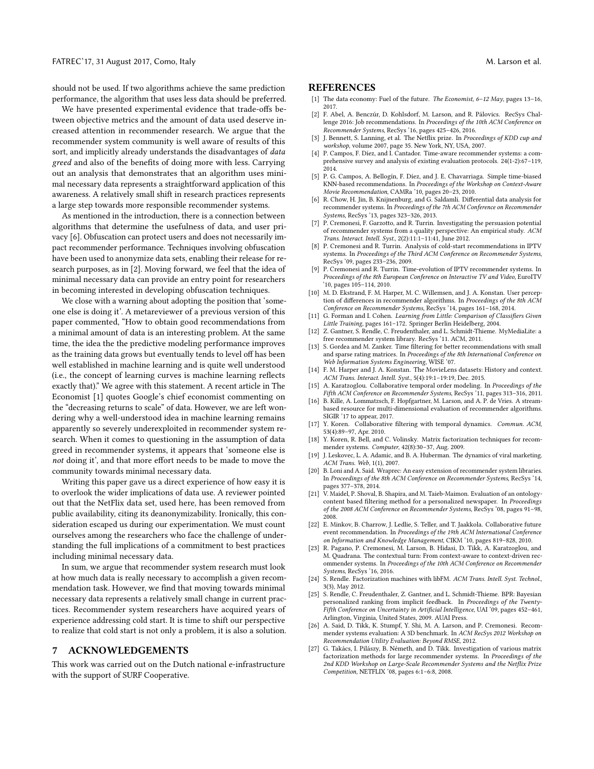should not be used. If two algorithms achieve the same prediction performance, the algorithm that uses less data should be preferred.

We have presented experimental evidence that trade-offs between objective metrics and the amount of data used deserve increased attention in recommender research. We argue that the recommender system community is well aware of results of this sort, and implicitly already understands the disadvantages of *data greed* and also of the benefits of doing more with less. Carrying out an analysis that demonstrates that an algorithm uses minimal necessary data represents a straightforward application of this awareness. A relatively small shift in research practices represents a large step towards more responsible recommender systems.

As mentioned in the introduction, there is a connection between algorithms that determine the usefulness of data, and user privacy [6]. Obfuscation can protect users and does not necessarily impact recommender performance. Techniques involving obfuscation have been used to anonymize data sets, enabling their release for research purposes, as in [2]. Moving forward, we feel that the idea of minimal necessary data can provide an entry point for researchers in becoming interested in developing obfuscation techniques.

We close with a warning about adopting the position that 'someone else is doing it'. A metareviewer of a previous version of this paper commented, "How to obtain good recommendations from a minimal amount of data is an interesting problem. At the same time, the idea the the predictive modeling performance improves as the training data grows but eventually tends to level off has been well established in machine learning and is quite well understood (i.e., the concept of learning curves is machine learning reflects exactly that)." We agree with this statement. A recent article in The Economist [1] quotes Google's chief economist commenting on the "decreasing returns to scale" of data. However, we are left wondering why a well-understood idea in machine learning remains apparently so severely underexploited in recommender system research. When it comes to questioning in the assumption of data greed in recommender systems, it appears that 'someone else is *not* doing it', and that more effort needs to be made to move the community towards minimal necessary data.

Writing this paper gave us a direct experience of how easy it is to overlook the wider implications of data use. A reviewer pointed out that the NetFlix data set, used here, has been removed from public availability, citing its deanonymizability. Ironically, this consideration escaped us during our experimentation. We must count ourselves among the researchers who face the challenge of understanding the full implications of a commitment to best practices including minimal necessary data.

In sum, we argue that recommender system research must look at how much data is really necessary to accomplish a given recommendation task. However, we find that moving towards minimal necessary data represents a relatively small change in current practices. Recommender system researchers have acquired years of experience addressing cold start. It is time to shift our perspective to realize that cold start is not only a problem, it is also a solution.

## 7 ACKNOWLEDGEMENTS

This work was carried out on the Dutch national e-infrastructure with the support of SURF Cooperative.

## REFERENCES

[1] The data economy: Fuel of the future. *The Economist, 6–12 May*, pages 13–16, 2017.

[2] F. Abel, A. Benczúr, D. Kohlsdorf, M. Larson, and R. Pálovics. RecSys Challenge 2016: Job recommendations. In *Proceedings of the 10th ACM Conference on Recommender Systems*, RecSys '16, pages 425–426, 2016.

[3] J. Bennett, S. Lanning, et al. The Netflix prize. In *Proceedings of KDD cup and workshop*, volume 2007, page 35. New York, NY, USA, 2007.

[4] P. Campos, F. Díez, and I. Cantador. Time-aware recommender systems: a comprehensive survey and analysis of existing evaluation protocols. 24(1-2):67–119, 2014.

[5] P. G. Campos, A. Bellogín, F. Díez, and J. E. Chavarriaga. Simple time-biased KNN-based recommendations. In *Proceedings of the Workshop on Context-Aware Movie Recommendation*, CAMRa '10, pages 20–23, 2010.

[6] R. Chow, H. Jin, B. Knijnenburg, and G. Saldamli. Differential data analysis for recommender systems. In *Proceedings of the 7th ACM Conference on Recommender Systems*, RecSys '13, pages 323–326, 2013.

[7] P. Cremonesi, F. Garzotto, and R. Turrin. Investigating the persuasion potential of recommender systems from a quality perspective: An empirical study. *ACM Trans. Interact. Intell. Syst.*, 2(2):11:1–11:41, June 2012.

[8] P. Cremonesi and R. Turrin. Analysis of cold-start recommendations in IPTV systems. In *Proceedings of the Third ACM Conference on Recommender Systems*, RecSys '09, pages 233–236, 2009.

[9] P. Cremonesi and R. Turrin. Time-evolution of IPTV recommender systems. In *Proceedings of the 8th European Conference on Interactive TV and Video*, EuroITV '10, pages 105–114, 2010.

[10] M. D. Ekstrand, F. M. Harper, M. C. Willemsen, and J. A. Konstan. User perception of differences in recommender algorithms. In *Proceedings of the 8th ACM Conference on Recommender Systems*, RecSys '14, pages 161–168, 2014.

[11] G. Forman and I. Cohen. *Learning from Little: Comparison of Classifiers Given Little Training*, pages 161–172. Springer Berlin Heidelberg, 2004.

[12] Z. Gantner, S. Rendle, C. Freudenthaler, and L. Schmidt-Thieme. MyMediaLite: a free recommender system library. RecSys '11. ACM, 2011.

[13] S. Gordea and M. Zanker. Time filtering for better recommendations with small and sparse rating matrices. In *Proceedings of the 8th International Conference on Web Information Systems Engineering*, WISE '07.

[14] F. M. Harper and J. A. Konstan. The MovieLens datasets: History and context. *ACM Trans. Interact. Intell. Syst.*, 5(4):19:1–19:19, Dec. 2015.

[15] A. Karatzoglou. Collaborative temporal order modeling. In *Proceedings of the Fifth ACM Conference on Recommender Systems*, RecSys '11, pages 313–316, 2011.

[16] B. Kille, A. Lommatzsch, F. Hopfgartner, M. Larson, and A. P. de Vries. A stream-based resource for multi-dimensional evaluation of recommender algorithms. SIGIR '17 to appear, 2017.

[17] Y. Koren. Collaborative filtering with temporal dynamics. *Commun. ACM*, 53(4):89–97, Apr. 2010.

[18] Y. Koren, R. Bell, and C. Volinsky. Matrix factorization techniques for recommender systems. *Computer*, 42(8):30–37, Aug. 2009.

[19] J. Leskovec, L. A. Adamic, and B. A. Huberman. The dynamics of viral marketing. *ACM Trans. Web*, 1(1), 2007.

[20] B. Loni and A. Said. Wraprec: An easy extension of recommender system libraries. In *Proceedings of the 8th ACM Conference on Recommender Systems*, RecSys '14, pages 377–378, 2014.

[21] V. Maidel, P. Shoval, B. Shapira, and M. Taieb-Maimon. Evaluation of an ontology-content based filtering method for a personalized newspaper. In *Proceedings of the 2008 ACM Conference on Recommender Systems*, RecSys '08, pages 91–98, 2008.

[22] E. Minkov, B. Charrow, J. Ledlie, S. Teller, and T. Jaakkola. Collaborative future event recommendation. In *Proceedings of the 19th ACM International Conference on Information and Knowledge Management*, CIKM '10, pages 819–828, 2010.

[23] R. Pagano, P. Cremonesi, M. Larson, B. Hidasi, D. Tikk, A. Karatzoglou, and M. Quadrana. The contextual turn: From context-aware to context-driven recommender systems. In *Proceedings of the 10th ACM Conference on Recommender Systems*, RecSys '16, 2016.

[24] S. Rendle. Factorization machines with libFM. *ACM Trans. Intell. Syst. Technol.*, 3(3), May 2012.

[25] S. Rendle, C. Freudenthaler, Z. Gantner, and L. Schmidt-Thieme. BPR: Bayesian personalized ranking from implicit feedback. In *Proceedings of the Twenty-Fifth Conference on Uncertainty in Artificial Intelligence*, UAI '09, pages 452–461, Arlington, Virginia, United States, 2009. AUAI Press.

[26] A. Said, D. Tikk, K. Stumpf, Y. Shi, M. A. Larson, and P. Cremonesi. Recommender systems evaluation: A 3D benchmark. In *ACM RecSys 2012 Workshop on Recommendation Utility Evaluation: Beyond RMSE*, 2012.

[27] G. Takács, I. Pilászy, B. Németh, and D. Tikk. Investigation of various matrix factorization methods for large recommender systems. In *Proceedings of the 2nd KDD Workshop on Large-Scale Recommender Systems and the Netflix Prize Competition*, NETFLIX '08, pages 6:1–6:8, 2008.